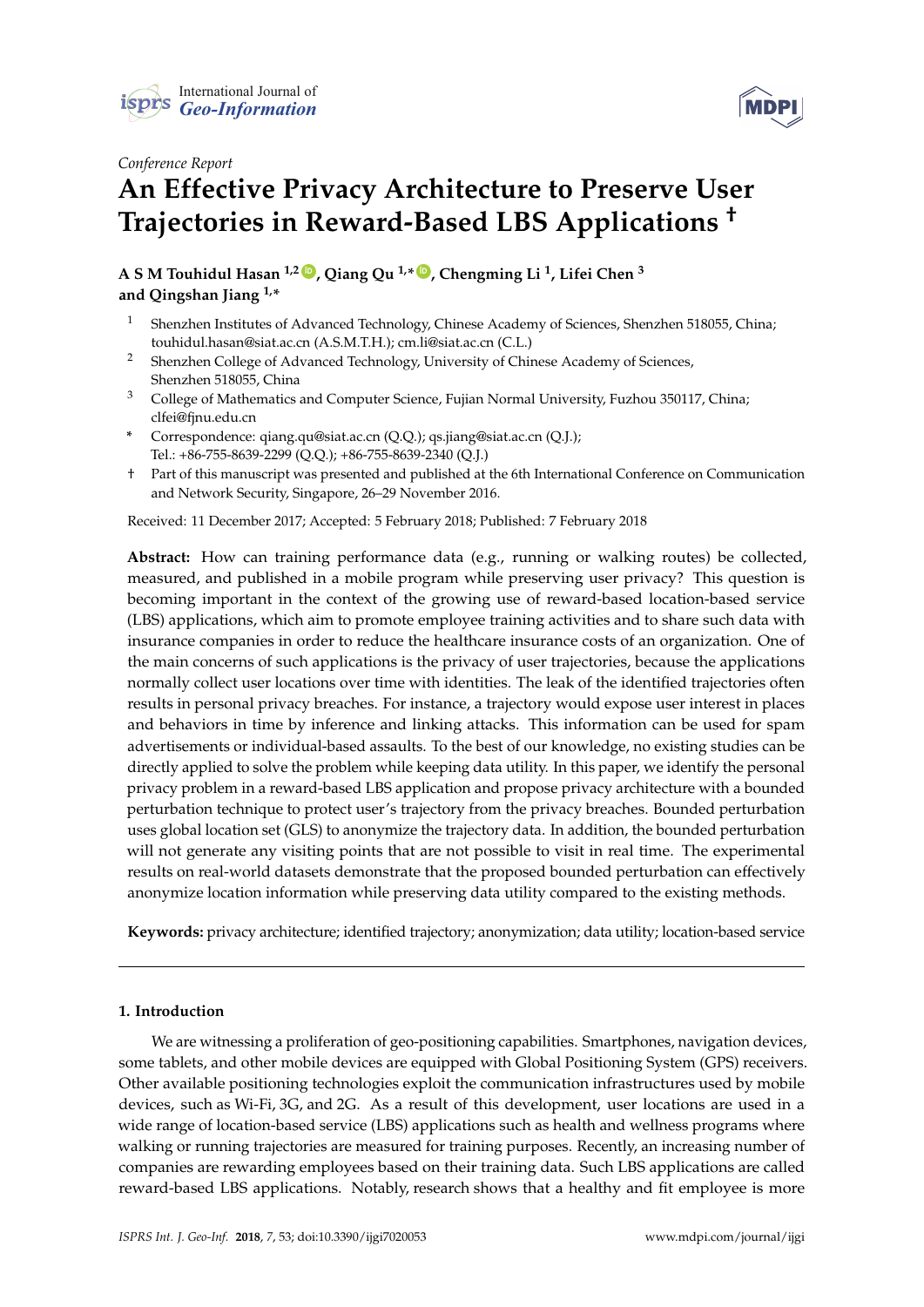*Conference Report*

# An Effective Privacy Architecture to Preserve User Trajectories in Reward-Based LBS Applications †

**A S M Touhidul Hasan [1,2], Qiang Qu [1,*], Chengming Li [1], Lifei Chen [3] and Qingshan Jiang [1,*]**

1. Shenzhen Institutes of Advanced Technology, Chinese Academy of Sciences, Shenzhen 518055, China; touhidul.hasan@siat.ac.cn (A.S.M.T.H.); cm.li@siat.ac.cn (C.L.)
2. Shenzhen College of Advanced Technology, University of Chinese Academy of Sciences, Shenzhen 518055, China
3. College of Mathematics and Computer Science, Fujian Normal University, Fuzhou 350117, China; clfei@fjnu.edu.cn

\* Correspondence: qiang.qu@siat.ac.cn (Q.Q.); qs.jiang@siat.ac.cn (Q.J.); Tel.: +86-755-8639-2299 (Q.Q.); +86-755-8639-2340 (Q.J.)

† Part of this manuscript was presented and published at the 6th International Conference on Communication and Network Security, Singapore, 26–29 November 2016.

Received: 11 December 2017; Accepted: 5 February 2018; Published: 7 February 2018

**Abstract:** How can training performance data (e.g., running or walking routes) be collected, measured, and published in a mobile program while preserving user privacy? This question is becoming important in the context of the growing use of reward-based location-based service (LBS) applications, which aim to promote employee training activities and to share such data with insurance companies in order to reduce the healthcare insurance costs of an organization. One of the main concerns of such applications is the privacy of user trajectories, because the applications normally collect user locations over time with identities. The leak of the identified trajectories often results in personal privacy breaches. For instance, a trajectory would expose user interest in places and behaviors in time by inference and linking attacks. This information can be used for spam advertisements or individual-based assaults. To the best of our knowledge, no existing studies can be directly applied to solve the problem while keeping data utility. In this paper, we identify the personal privacy problem in a reward-based LBS application and propose privacy architecture with a bounded perturbation technique to protect user's trajectory from the privacy breaches. Bounded perturbation uses global location set (GLS) to anonymize the trajectory data. In addition, the bounded perturbation will not generate any visiting points that are not possible to visit in real time. The experimental results on real-world datasets demonstrate that the proposed bounded perturbation can effectively anonymize location information while preserving data utility compared to the existing methods.

**Keywords:** privacy architecture; identified trajectory; anonymization; data utility; location-based service

## 1. Introduction

We are witnessing a proliferation of geo-positioning capabilities. Smartphones, navigation devices, some tablets, and other mobile devices are equipped with Global Positioning System (GPS) receivers. Other available positioning technologies exploit the communication infrastructures used by mobile devices, such as Wi-Fi, 3G, and 2G. As a result of this development, user locations are used in a wide range of location-based service (LBS) applications such as health and wellness programs where walking or running trajectories are measured for training purposes. Recently, an increasing number of companies are rewarding employees based on their training data. Such LBS applications are called reward-based LBS applications. Notably, research shows that a healthy and fit employee is more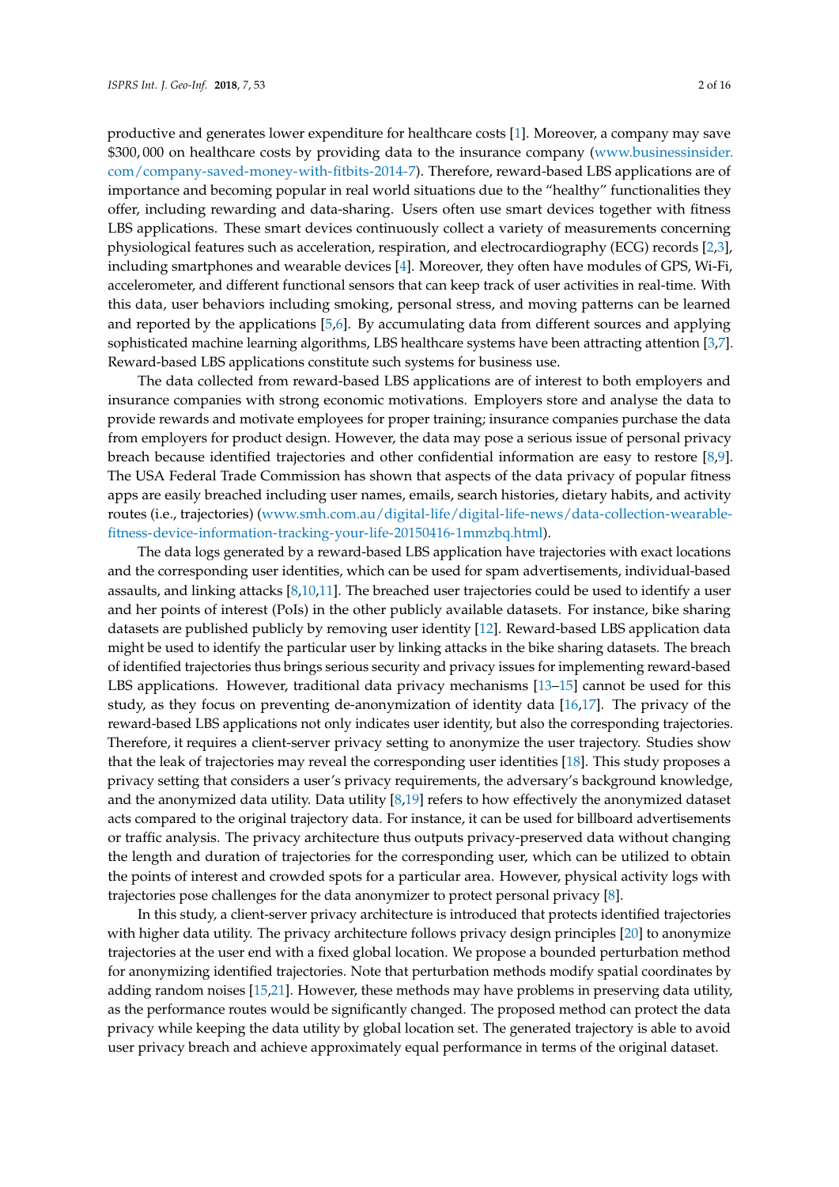productive and generates lower expenditure for healthcare costs [1]. Moreover, a company may save $300,000 on healthcare costs by providing data to the insurance company (www.businessinsider.com/company-saved-money-with-fitbits-2014-7). Therefore, reward-based LBS applications are of importance and becoming popular in real world situations due to the "healthy" functionalities they offer, including rewarding and data-sharing. Users often use smart devices together with fitness LBS applications. These smart devices continuously collect a variety of measurements concerning physiological features such as acceleration, respiration, and electrocardiography (ECG) records [2,3], including smartphones and wearable devices [4]. Moreover, they often have modules of GPS, Wi-Fi, accelerometer, and different functional sensors that can keep track of user activities in real-time. With this data, user behaviors including smoking, personal stress, and moving patterns can be learned and reported by the applications [5,6]. By accumulating data from different sources and applying sophisticated machine learning algorithms, LBS healthcare systems have been attracting attention [3,7]. Reward-based LBS applications constitute such systems for business use.

The data collected from reward-based LBS applications are of interest to both employers and insurance companies with strong economic motivations. Employers store and analyse the data to provide rewards and motivate employees for proper training; insurance companies purchase the data from employers for product design. However, the data may pose a serious issue of personal privacy breach because identified trajectories and other confidential information are easy to restore [8,9]. The USA Federal Trade Commission has shown that aspects of the data privacy of popular fitness apps are easily breached including user names, emails, search histories, dietary habits, and activity routes (i.e., trajectories) (www.smh.com.au/digital-life/digital-life-news/data-collection-wearable-fitness-device-information-tracking-your-life-20150416-1mmzbq.html).

The data logs generated by a reward-based LBS application have trajectories with exact locations and the corresponding user identities, which can be used for spam advertisements, individual-based assaults, and linking attacks [8,10,11]. The breached user trajectories could be used to identify a user and her points of interest (PoIs) in the other publicly available datasets. For instance, bike sharing datasets are published publicly by removing user identity [12]. Reward-based LBS application data might be used to identify the particular user by linking attacks in the bike sharing datasets. The breach of identified trajectories thus brings serious security and privacy issues for implementing reward-based LBS applications. However, traditional data privacy mechanisms [13–15] cannot be used for this study, as they focus on preventing de-anonymization of identity data [16,17]. The privacy of the reward-based LBS applications not only indicates user identity, but also the corresponding trajectories. Therefore, it requires a client-server privacy setting to anonymize the user trajectory. Studies show that the leak of trajectories may reveal the corresponding user identities [18]. This study proposes a privacy setting that considers a user's privacy requirements, the adversary's background knowledge, and the anonymized data utility. Data utility [8,19] refers to how effectively the anonymized dataset acts compared to the original trajectory data. For instance, it can be used for billboard advertisements or traffic analysis. The privacy architecture thus outputs privacy-preserved data without changing the length and duration of trajectories for the corresponding user, which can be utilized to obtain the points of interest and crowded spots for a particular area. However, physical activity logs with trajectories pose challenges for the data anonymizer to protect personal privacy [8].

In this study, a client-server privacy architecture is introduced that protects identified trajectories with higher data utility. The privacy architecture follows privacy design principles [20] to anonymize trajectories at the user end with a fixed global location. We propose a bounded perturbation method for anonymizing identified trajectories. Note that perturbation methods modify spatial coordinates by adding random noises [15,21]. However, these methods may have problems in preserving data utility, as the performance routes would be significantly changed. The proposed method can protect the data privacy while keeping the data utility by global location set. The generated trajectory is able to avoid user privacy breach and achieve approximately equal performance in terms of the original dataset.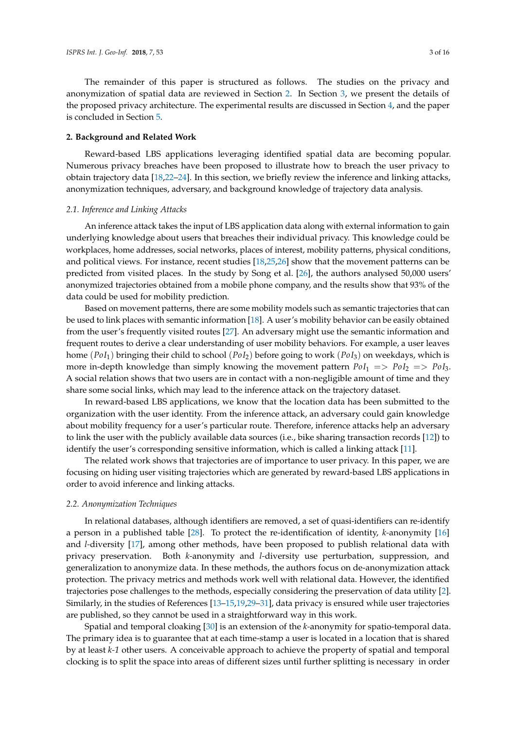The remainder of this paper is structured as follows. The studies on the privacy and anonymization of spatial data are reviewed in Section 2. In Section 3, we present the details of the proposed privacy architecture. The experimental results are discussed in Section 4, and the paper is concluded in Section 5.

## 2. Background and Related Work

Reward-based LBS applications leveraging identified spatial data are becoming popular. Numerous privacy breaches have been proposed to illustrate how to breach the user privacy to obtain trajectory data [18,22–24]. In this section, we briefly review the inference and linking attacks, anonymization techniques, adversary, and background knowledge of trajectory data analysis.

### *2.1. Inference and Linking Attacks*

An inference attack takes the input of LBS application data along with external information to gain underlying knowledge about users that breaches their individual privacy. This knowledge could be workplaces, home addresses, social networks, places of interest, mobility patterns, physical conditions, and political views. For instance, recent studies [18,25,26] show that the movement patterns can be predicted from visited places. In the study by Song et al. [26], the authors analysed 50,000 users' anonymized trajectories obtained from a mobile phone company, and the results show that 93% of the data could be used for mobility prediction.

Based on movement patterns, there are some mobility models such as semantic trajectories that can be used to link places with semantic information [18]. A user's mobility behavior can be easily obtained from the user's frequently visited routes [27]. An adversary might use the semantic information and frequent routes to derive a clear understanding of user mobility behaviors. For example, a user leaves home ($PoI_1$) bringing their child to school ($PoI_2$) before going to work ($PoI_3$) on weekdays, which is more in-depth knowledge than simply knowing the movement pattern $PoI_1 \Rightarrow PoI_2 \Rightarrow PoI_3$. A social relation shows that two users are in contact with a non-negligible amount of time and they share some social links, which may lead to the inference attack on the trajectory dataset.

In reward-based LBS applications, we know that the location data has been submitted to the organization with the user identity. From the inference attack, an adversary could gain knowledge about mobility frequency for a user's particular route. Therefore, inference attacks help an adversary to link the user with the publicly available data sources (i.e., bike sharing transaction records [12]) to identify the user's corresponding sensitive information, which is called a linking attack [11].

The related work shows that trajectories are of importance to user privacy. In this paper, we are focusing on hiding user visiting trajectories which are generated by reward-based LBS applications in order to avoid inference and linking attacks.

### *2.2. Anonymization Techniques*

In relational databases, although identifiers are removed, a set of quasi-identifiers can re-identify a person in a published table [28]. To protect the re-identification of identity, *k*-anonymity [16] and *l*-diversity [17], among other methods, have been proposed to publish relational data with privacy preservation. Both *k*-anonymity and *l*-diversity use perturbation, suppression, and generalization to anonymize data. In these methods, the authors focus on de-anonymization attack protection. The privacy metrics and methods work well with relational data. However, the identified trajectories pose challenges to the methods, especially considering the preservation of data utility [2]. Similarly, in the studies of References [13–15,19,29–31], data privacy is ensured while user trajectories are published, so they cannot be used in a straightforward way in this work.

Spatial and temporal cloaking [30] is an extension of the *k*-anonymity for spatio-temporal data. The primary idea is to guarantee that at each time-stamp a user is located in a location that is shared by at least *k-1* other users. A conceivable approach to achieve the property of spatial and temporal clocking is to split the space into areas of different sizes until further splitting is necessary in order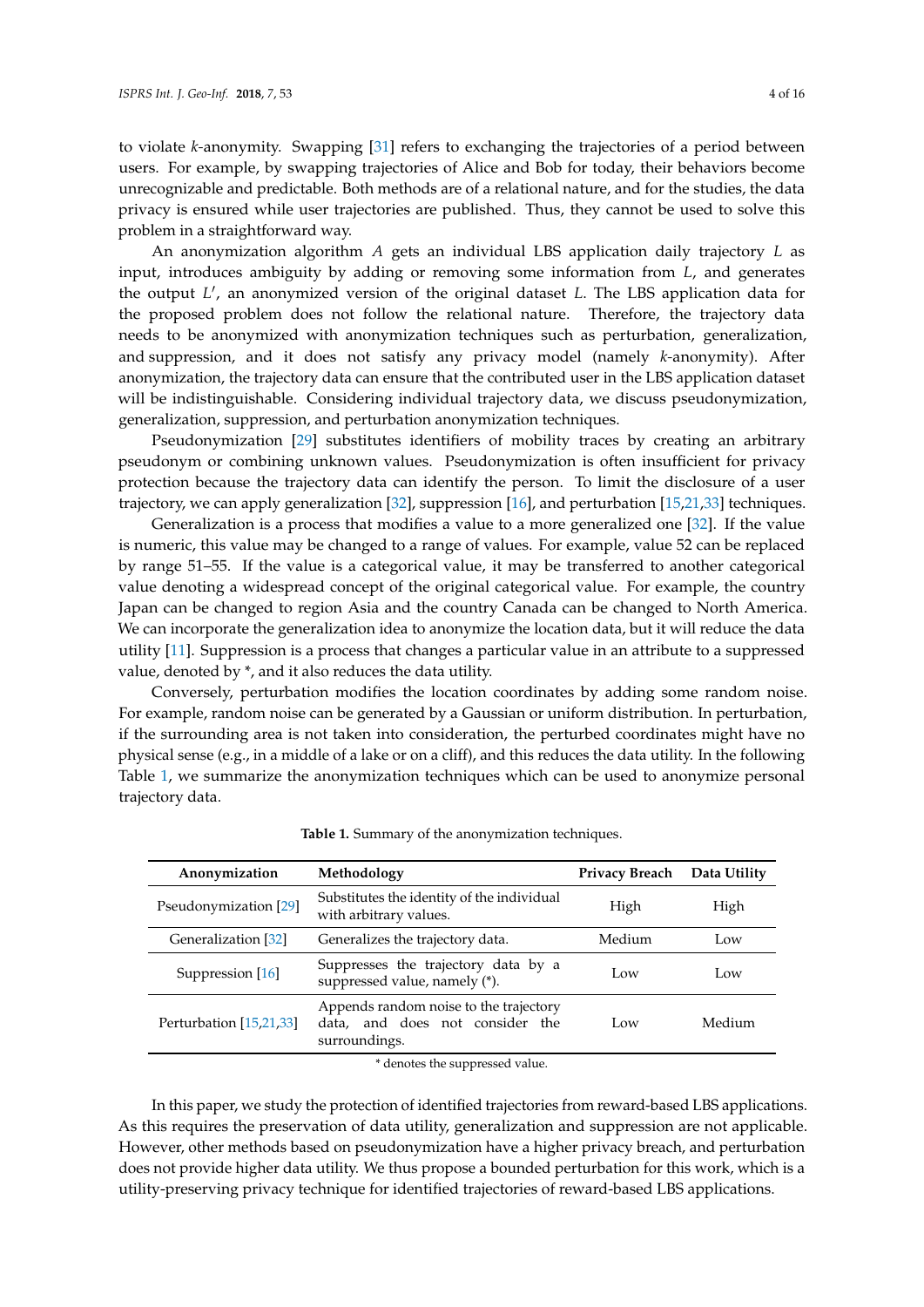to violate *k*-anonymity. Swapping [31] refers to exchanging the trajectories of a period between users. For example, by swapping trajectories of Alice and Bob for today, their behaviors become unrecognizable and predictable. Both methods are of a relational nature, and for the studies, the data privacy is ensured while user trajectories are published. Thus, they cannot be used to solve this problem in a straightforward way.

An anonymization algorithm $A$ gets an individual LBS application daily trajectory $L$ as input, introduces ambiguity by adding or removing some information from $L$, and generates the output $L'$, an anonymized version of the original dataset $L$. The LBS application data for the proposed problem does not follow the relational nature. Therefore, the trajectory data needs to be anonymized with anonymization techniques such as perturbation, generalization, and suppression, and it does not satisfy any privacy model (namely *k*-anonymity). After anonymization, the trajectory data can ensure that the contributed user in the LBS application dataset will be indistinguishable. Considering individual trajectory data, we discuss pseudonymization, generalization, suppression, and perturbation anonymization techniques.

Pseudonymization [29] substitutes identifiers of mobility traces by creating an arbitrary pseudonym or combining unknown values. Pseudonymization is often insufficient for privacy protection because the trajectory data can identify the person. To limit the disclosure of a user trajectory, we can apply generalization [32], suppression [16], and perturbation [15,21,33] techniques.

Generalization is a process that modifies a value to a more generalized one [32]. If the value is numeric, this value may be changed to a range of values. For example, value 52 can be replaced by range 51–55. If the value is a categorical value, it may be transferred to another categorical value denoting a widespread concept of the original categorical value. For example, the country Japan can be changed to region Asia and the country Canada can be changed to North America. We can incorporate the generalization idea to anonymize the location data, but it will reduce the data utility [11]. Suppression is a process that changes a particular value in an attribute to a suppressed value, denoted by *, and it also reduces the data utility.

Conversely, perturbation modifies the location coordinates by adding some random noise. For example, random noise can be generated by a Gaussian or uniform distribution. In perturbation, if the surrounding area is not taken into consideration, the perturbed coordinates might have no physical sense (e.g., in a middle of a lake or on a cliff), and this reduces the data utility. In the following Table 1, we summarize the anonymization techniques which can be used to anonymize personal trajectory data.

**Table 1.** Summary of the anonymization techniques.

| Anonymization | Methodology | Privacy Breach | Data Utility |
|---|---|---|---|
| Pseudonymization [29] | Substitutes the identity of the individual with arbitrary values. | High | High |
| Generalization [32] | Generalizes the trajectory data. | Medium | Low |
| Suppression [16] | Suppresses the trajectory data by a suppressed value, namely (*). | Low | Low |
| Perturbation [15,21,33] | Appends random noise to the trajectory data, and does not consider the surroundings. | Low | Medium |

* denotes the suppressed value.

In this paper, we study the protection of identified trajectories from reward-based LBS applications. As this requires the preservation of data utility, generalization and suppression are not applicable. However, other methods based on pseudonymization have a higher privacy breach, and perturbation does not provide higher data utility. We thus propose a bounded perturbation for this work, which is a utility-preserving privacy technique for identified trajectories of reward-based LBS applications.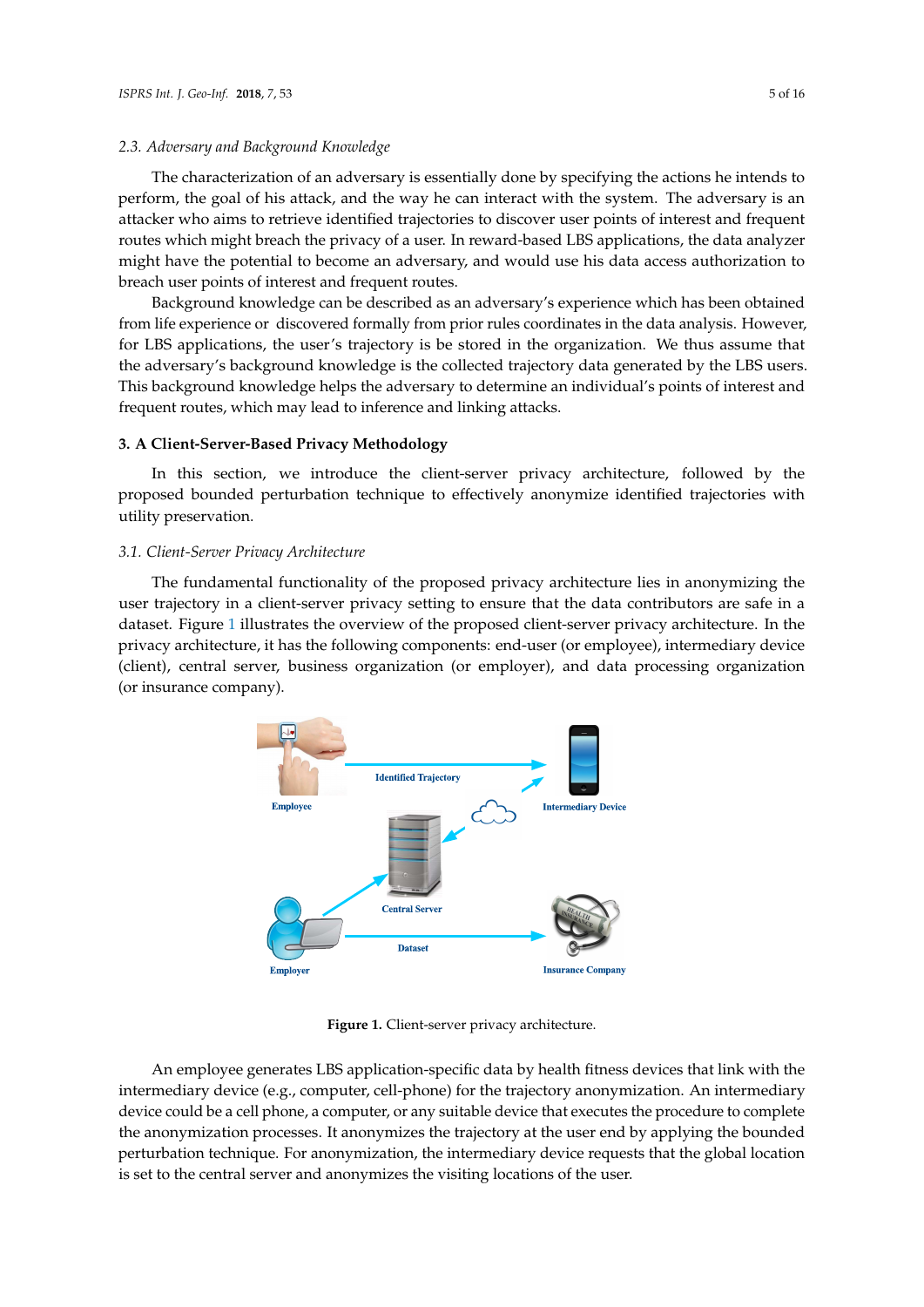### 2.3. Adversary and Background Knowledge

The characterization of an adversary is essentially done by specifying the actions he intends to perform, the goal of his attack, and the way he can interact with the system. The adversary is an attacker who aims to retrieve identified trajectories to discover user points of interest and frequent routes which might breach the privacy of a user. In reward-based LBS applications, the data analyzer might have the potential to become an adversary, and would use his data access authorization to breach user points of interest and frequent routes.

Background knowledge can be described as an adversary's experience which has been obtained from life experience or discovered formally from prior rules coordinates in the data analysis. However, for LBS applications, the user's trajectory is be stored in the organization. We thus assume that the adversary's background knowledge is the collected trajectory data generated by the LBS users. This background knowledge helps the adversary to determine an individual's points of interest and frequent routes, which may lead to inference and linking attacks.

## 3. A Client-Server-Based Privacy Methodology

In this section, we introduce the client-server privacy architecture, followed by the proposed bounded perturbation technique to effectively anonymize identified trajectories with utility preservation.

### 3.1. Client-Server Privacy Architecture

The fundamental functionality of the proposed privacy architecture lies in anonymizing the user trajectory in a client-server privacy setting to ensure that the data contributors are safe in a dataset. Figure 1 illustrates the overview of the proposed client-server privacy architecture. In the privacy architecture, it has the following components: end-user (or employee), intermediary device (client), central server, business organization (or employer), and data processing organization (or insurance company).

Identified Trajectory
Employee
Intermediary Device
Central Server
Dataset
Employer
Insurance Company

**Figure 1.** Client-server privacy architecture.

An employee generates LBS application-specific data by health fitness devices that link with the intermediary device (e.g., computer, cell-phone) for the trajectory anonymization. An intermediary device could be a cell phone, a computer, or any suitable device that executes the procedure to complete the anonymization processes. It anonymizes the trajectory at the user end by applying the bounded perturbation technique. For anonymization, the intermediary device requests that the global location is set to the central server and anonymizes the visiting locations of the user.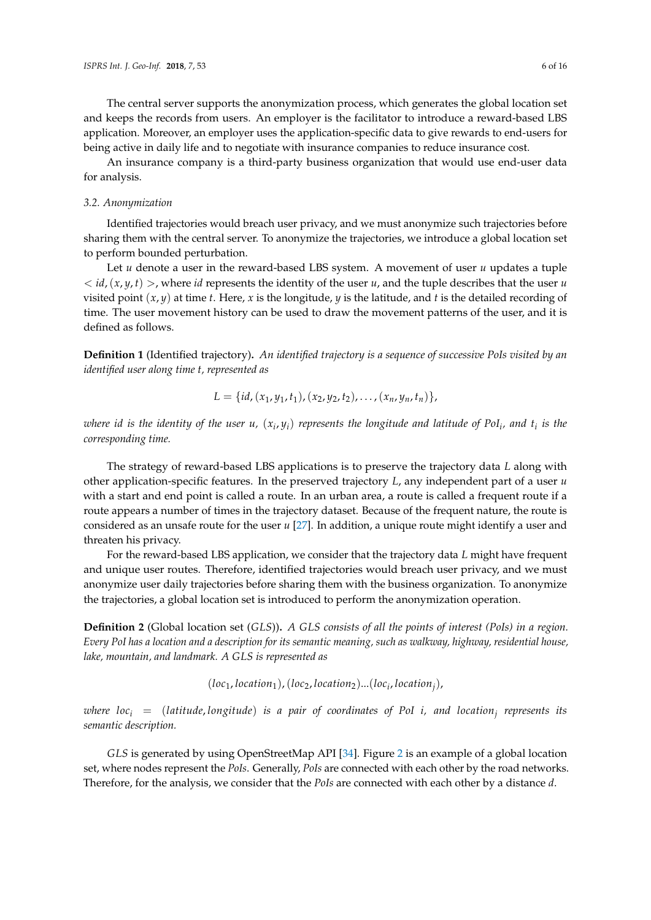The central server supports the anonymization process, which generates the global location set and keeps the records from users. An employer is the facilitator to introduce a reward-based LBS application. Moreover, an employer uses the application-specific data to give rewards to end-users for being active in daily life and to negotiate with insurance companies to reduce insurance cost.

An insurance company is a third-party business organization that would use end-user data for analysis.

### 3.2. Anonymization

Identified trajectories would breach user privacy, and we must anonymize such trajectories before sharing them with the central server. To anonymize the trajectories, we introduce a global location set to perform bounded perturbation.

Let $u$ denote a user in the reward-based LBS system. A movement of user $u$ updates a tuple $< id, (x, y, t) >$, where $id$ represents the identity of the user $u$, and the tuple describes that the user $u$ visited point $(x, y)$ at time $t$. Here, $x$ is the longitude, $y$ is the latitude, and $t$ is the detailed recording of time. The user movement history can be used to draw the movement patterns of the user, and it is defined as follows.

**Definition 1** (Identified trajectory)**.** *An identified trajectory is a sequence of successive PoIs visited by an identified user along time t, represented as*

$$L = \{id, (x_1, y_1, t_1), (x_2, y_2, t_2), \ldots, (x_n, y_n, t_n)\},$$

*where id is the identity of the user u, $(x_i, y_i)$ represents the longitude and latitude of $PoI_i$, and $t_i$ is the corresponding time.*

The strategy of reward-based LBS applications is to preserve the trajectory data $L$ along with other application-specific features. In the preserved trajectory $L$, any independent part of a user $u$ with a start and end point is called a route. In an urban area, a route is called a frequent route if a route appears a number of times in the trajectory dataset. Because of the frequent nature, the route is considered as an unsafe route for the user $u$ [27]. In addition, a unique route might identify a user and threaten his privacy.

For the reward-based LBS application, we consider that the trajectory data $L$ might have frequent and unique user routes. Therefore, identified trajectories would breach user privacy, and we must anonymize user daily trajectories before sharing them with the business organization. To anonymize the trajectories, a global location set is introduced to perform the anonymization operation.

**Definition 2** (Global location set ($GLS$))**.** *A GLS consists of all the points of interest (PoIs) in a region. Every PoI has a location and a description for its semantic meaning, such as walkway, highway, residential house, lake, mountain, and landmark. A GLS is represented as*

$$(loc_1, location_1), (loc_2, location_2)...(loc_i, location_j),$$

*where $loc_i = (latitude, longitude)$ is a pair of coordinates of PoI i, and $location_j$ represents its semantic description.*

*GLS* is generated by using OpenStreetMap API [34]. Figure 2 is an example of a global location set, where nodes represent the *PoIs*. Generally, *PoIs* are connected with each other by the road networks. Therefore, for the analysis, we consider that the *PoIs* are connected with each other by a distance $d$.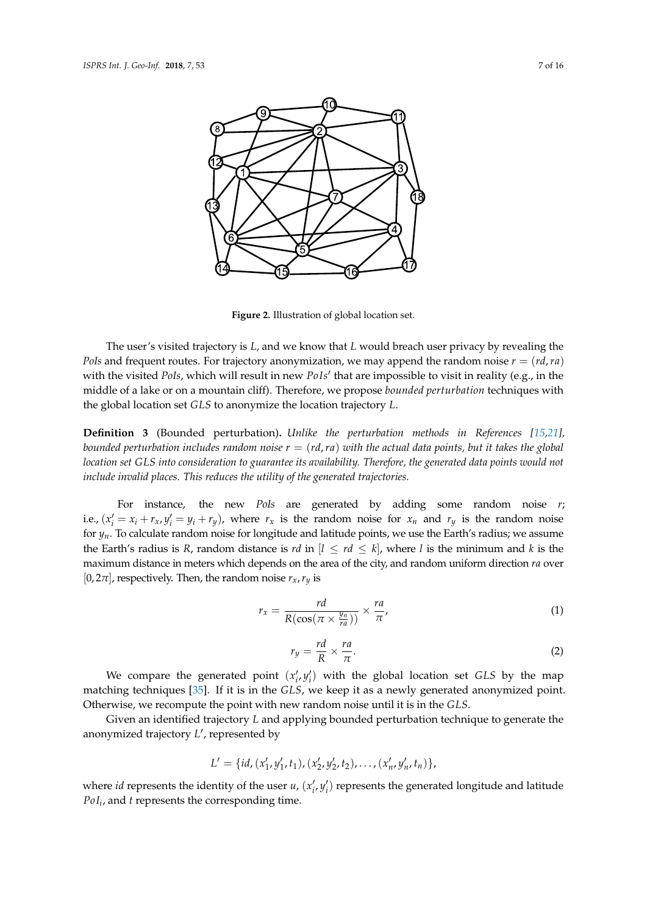**Figure 2.** Illustration of global location set.

The user's visited trajectory is $L$, and we know that $L$ would breach user privacy by revealing the *PoIs* and frequent routes. For trajectory anonymization, we may append the random noise $r = (rd, ra)$ with the visited *PoIs*, which will result in new $PoIs'$ that are impossible to visit in reality (e.g., in the middle of a lake or on a mountain cliff). Therefore, we propose *bounded perturbation* techniques with the global location set *GLS* to anonymize the location trajectory $L$.

**Definition 3** (Bounded perturbation). *Unlike the perturbation methods in References [15,21], bounded perturbation includes random noise $r = (rd, ra)$ with the actual data points, but it takes the global location set GLS into consideration to guarantee its availability. Therefore, the generated data points would not include invalid places. This reduces the utility of the generated trajectories.*

For instance, the new *PoIs* are generated by adding some random noise $r$; i.e., $(x_i' = x_i + r_x, y_i' = y_i + r_y)$, where $r_x$ is the random noise for $x_n$ and $r_y$ is the random noise for $y_n$. To calculate random noise for longitude and latitude points, we use the Earth's radius; we assume the Earth's radius is $R$, random distance is $rd$ in $[l \leq rd \leq k]$, where $l$ is the minimum and $k$ is the maximum distance in meters which depends on the area of the city, and random uniform direction $ra$ over $[0, 2\pi]$, respectively. Then, the random noise $r_x, r_y$ is

$$r_x = \frac{rd}{R(\cos(\pi \times \frac{y_n}{ra}))} \times \frac{ra}{\pi}, \tag{1}$$

$$r_y = \frac{rd}{R} \times \frac{ra}{\pi}. \tag{2}$$

We compare the generated point $(x_i', y_i')$ with the global location set *GLS* by the map matching techniques [35]. If it is in the *GLS*, we keep it as a newly generated anonymized point. Otherwise, we recompute the point with new random noise until it is in the *GLS*.

Given an identified trajectory $L$ and applying bounded perturbation technique to generate the anonymized trajectory $L'$, represented by

$$L' = \{id, (x_1', y_1', t_1), (x_2', y_2', t_2), \ldots, (x_n', y_n', t_n)\},$$

where *id* represents the identity of the user $u$, $(x_i', y_i')$ represents the generated longitude and latitude $PoI_i$, and $t$ represents the corresponding time.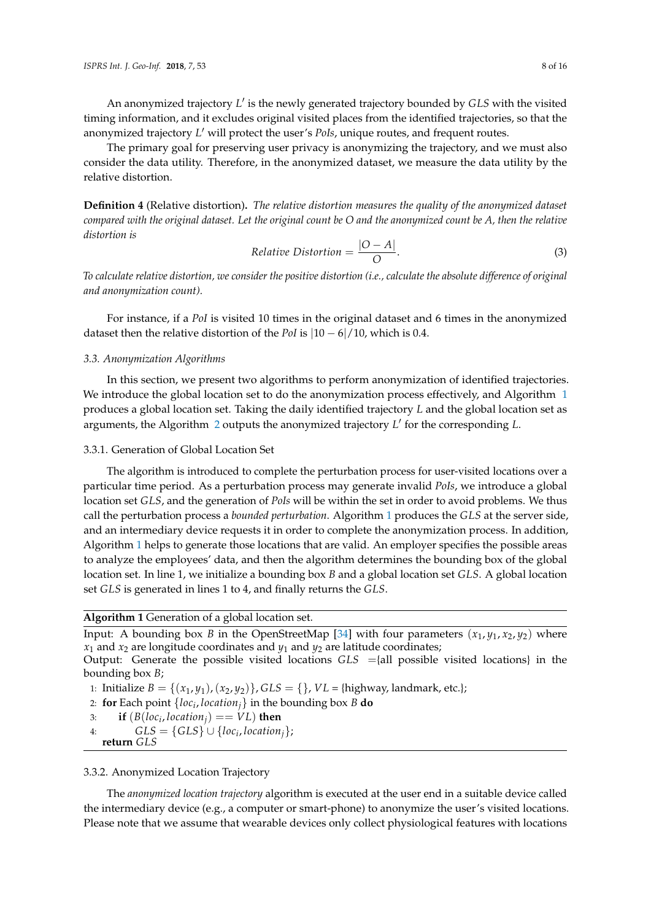An anonymized trajectory $L'$ is the newly generated trajectory bounded by $GLS$ with the visited timing information, and it excludes original visited places from the identified trajectories, so that the anonymized trajectory $L'$ will protect the user's *PoIs*, unique routes, and frequent routes.

The primary goal for preserving user privacy is anonymizing the trajectory, and we must also consider the data utility. Therefore, in the anonymized dataset, we measure the data utility by the relative distortion.

**Definition 4** (Relative distortion)**.** *The relative distortion measures the quality of the anonymized dataset compared with the original dataset. Let the original count be O and the anonymized count be A, then the relative distortion is*

$$Relative\ Distortion = \frac{|O - A|}{O}. \tag{3}$$

*To calculate relative distortion, we consider the positive distortion (i.e., calculate the absolute difference of original and anonymization count).*

For instance, if a *PoI* is visited 10 times in the original dataset and 6 times in the anonymized dataset then the relative distortion of the *PoI* is $|10 - 6|/10$, which is 0.4.

### 3.3. Anonymization Algorithms

In this section, we present two algorithms to perform anonymization of identified trajectories. We introduce the global location set to do the anonymization process effectively, and Algorithm 1 produces a global location set. Taking the daily identified trajectory $L$ and the global location set as arguments, the Algorithm 2 outputs the anonymized trajectory $L'$ for the corresponding $L$.

#### 3.3.1. Generation of Global Location Set

The algorithm is introduced to complete the perturbation process for user-visited locations over a particular time period. As a perturbation process may generate invalid *PoIs*, we introduce a global location set $GLS$, and the generation of *PoIs* will be within the set in order to avoid problems. We thus call the perturbation process a *bounded perturbation*. Algorithm 1 produces the $GLS$ at the server side, and an intermediary device requests it in order to complete the anonymization process. In addition, Algorithm 1 helps to generate those locations that are valid. An employer specifies the possible areas to analyze the employees' data, and then the algorithm determines the bounding box of the global location set. In line 1, we initialize a bounding box $B$ and a global location set $GLS$. A global location set $GLS$ is generated in lines 1 to 4, and finally returns the $GLS$.

**Algorithm 1** Generation of a global location set.

Input: A bounding box $B$ in the OpenStreetMap [34] with four parameters $(x_1, y_1, x_2, y_2)$ where $x_1$ and $x_2$ are longitude coordinates and $y_1$ and $y_2$ are latitude coordinates;
Output: Generate the possible visited locations $GLS$ ={all possible visited locations} in the bounding box $B$;

```
1: Initialize B = {(x_1, y_1), (x_2, y_2)}, GLS = {}, VL = {highway, landmark, etc.};
2: for Each point {loc_i, location_j} in the bounding box B do
3:     if (B(loc_i, location_j) == VL) then
4:         GLS = {GLS} ∪ {loc_i, location_j};
   return GLS
```

#### 3.3.2. Anonymized Location Trajectory

The *anonymized location trajectory* algorithm is executed at the user end in a suitable device called the intermediary device (e.g., a computer or smart-phone) to anonymize the user's visited locations. Please note that we assume that wearable devices only collect physiological features with locations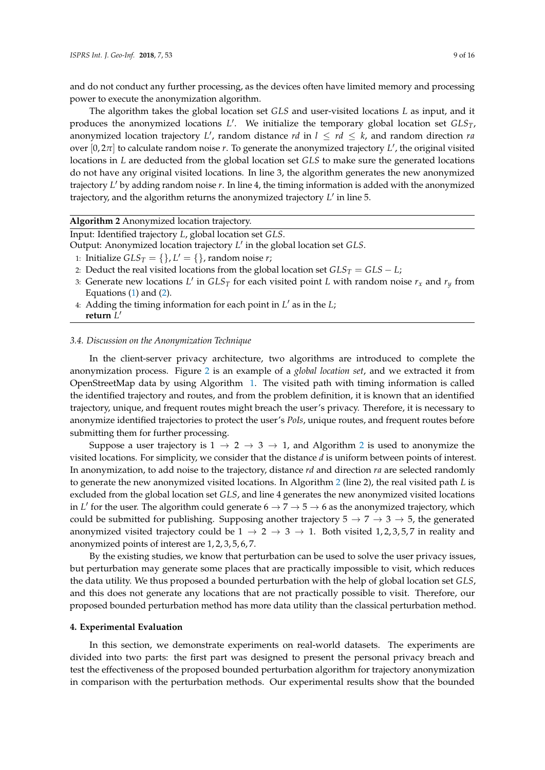and do not conduct any further processing, as the devices often have limited memory and processing power to execute the anonymization algorithm.

The algorithm takes the global location set *GLS* and user-visited locations *L* as input, and it produces the anonymized locations $L'$. We initialize the temporary global location set $GLS_T$, anonymized location trajectory $L'$, random distance *rd* in $l \leq rd \leq k$, and random direction *ra* over $[0, 2\pi]$ to calculate random noise *r*. To generate the anonymized trajectory $L'$, the original visited locations in *L* are deducted from the global location set *GLS* to make sure the generated locations do not have any original visited locations. In line 3, the algorithm generates the new anonymized trajectory $L'$ by adding random noise *r*. In line 4, the timing information is added with the anonymized trajectory, and the algorithm returns the anonymized trajectory $L'$ in line 5.

**Algorithm 2** Anonymized location trajectory.

Input: Identified trajectory *L*, global location set *GLS*.
Output: Anonymized location trajectory $L'$ in the global location set *GLS*.

1: Initialize $GLS_T = \{\}, L' = \{\}$, random noise *r*;
2: Deduct the real visited locations from the global location set $GLS_T = GLS - L$;
3: Generate new locations $L'$ in $GLS_T$ for each visited point *L* with random noise $r_x$ and $r_y$ from Equations (1) and (2).
4: Adding the timing information for each point in $L'$ as in the *L*;
**return** $L'$

### 3.4. Discussion on the Anonymization Technique

In the client-server privacy architecture, two algorithms are introduced to complete the anonymization process. Figure 2 is an example of a *global location set*, and we extracted it from OpenStreetMap data by using Algorithm 1. The visited path with timing information is called the identified trajectory and routes, and from the problem definition, it is known that an identified trajectory, unique, and frequent routes might breach the user's privacy. Therefore, it is necessary to anonymize identified trajectories to protect the user's *PoIs*, unique routes, and frequent routes before submitting them for further processing.

Suppose a user trajectory is $1 \rightarrow 2 \rightarrow 3 \rightarrow 1$, and Algorithm 2 is used to anonymize the visited locations. For simplicity, we consider that the distance *d* is uniform between points of interest. In anonymization, to add noise to the trajectory, distance *rd* and direction *ra* are selected randomly to generate the new anonymized visited locations. In Algorithm 2 (line 2), the real visited path *L* is excluded from the global location set *GLS*, and line 4 generates the new anonymized visited locations in $L'$ for the user. The algorithm could generate $6 \rightarrow 7 \rightarrow 5 \rightarrow 6$ as the anonymized trajectory, which could be submitted for publishing. Supposing another trajectory $5 \rightarrow 7 \rightarrow 3 \rightarrow 5$, the generated anonymized visited trajectory could be $1 \rightarrow 2 \rightarrow 3 \rightarrow 1$. Both visited $1, 2, 3, 5, 7$ in reality and anonymized points of interest are $1, 2, 3, 5, 6, 7$.

By the existing studies, we know that perturbation can be used to solve the user privacy issues, but perturbation may generate some places that are practically impossible to visit, which reduces the data utility. We thus proposed a bounded perturbation with the help of global location set *GLS*, and this does not generate any locations that are not practically possible to visit. Therefore, our proposed bounded perturbation method has more data utility than the classical perturbation method.

## 4. Experimental Evaluation

In this section, we demonstrate experiments on real-world datasets. The experiments are divided into two parts: the first part was designed to present the personal privacy breach and test the effectiveness of the proposed bounded perturbation algorithm for trajectory anonymization in comparison with the perturbation methods. Our experimental results show that the bounded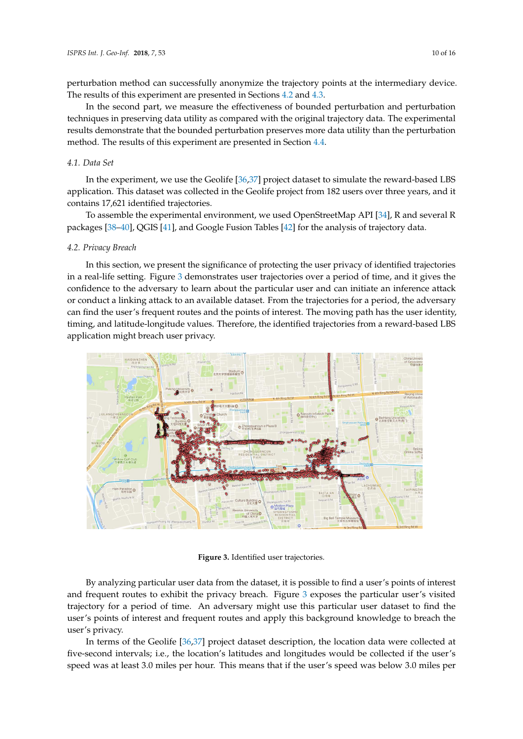perturbation method can successfully anonymize the trajectory points at the intermediary device. The results of this experiment are presented in Sections 4.2 and 4.3.

In the second part, we measure the effectiveness of bounded perturbation and perturbation techniques in preserving data utility as compared with the original trajectory data. The experimental results demonstrate that the bounded perturbation preserves more data utility than the perturbation method. The results of this experiment are presented in Section 4.4.

### 4.1. Data Set

In the experiment, we use the Geolife [36,37] project dataset to simulate the reward-based LBS application. This dataset was collected in the Geolife project from 182 users over three years, and it contains 17,621 identified trajectories.

To assemble the experimental environment, we used OpenStreetMap API [34], R and several R packages [38–40], QGIS [41], and Google Fusion Tables [42] for the analysis of trajectory data.

### 4.2. Privacy Breach

In this section, we present the significance of protecting the user privacy of identified trajectories in a real-life setting. Figure 3 demonstrates user trajectories over a period of time, and it gives the confidence to the adversary to learn about the particular user and can initiate an inference attack or conduct a linking attack to an available dataset. From the trajectories for a period, the adversary can find the user's frequent routes and the points of interest. The moving path has the user identity, timing, and latitude-longitude values. Therefore, the identified trajectories from a reward-based LBS application might breach user privacy.

**Figure 3.** Identified user trajectories.

By analyzing particular user data from the dataset, it is possible to find a user's points of interest and frequent routes to exhibit the privacy breach. Figure 3 exposes the particular user's visited trajectory for a period of time. An adversary might use this particular user dataset to find the user's points of interest and frequent routes and apply this background knowledge to breach the user's privacy.

In terms of the Geolife [36,37] project dataset description, the location data were collected at five-second intervals; i.e., the location's latitudes and longitudes would be collected if the user's speed was at least 3.0 miles per hour. This means that if the user's speed was below 3.0 miles per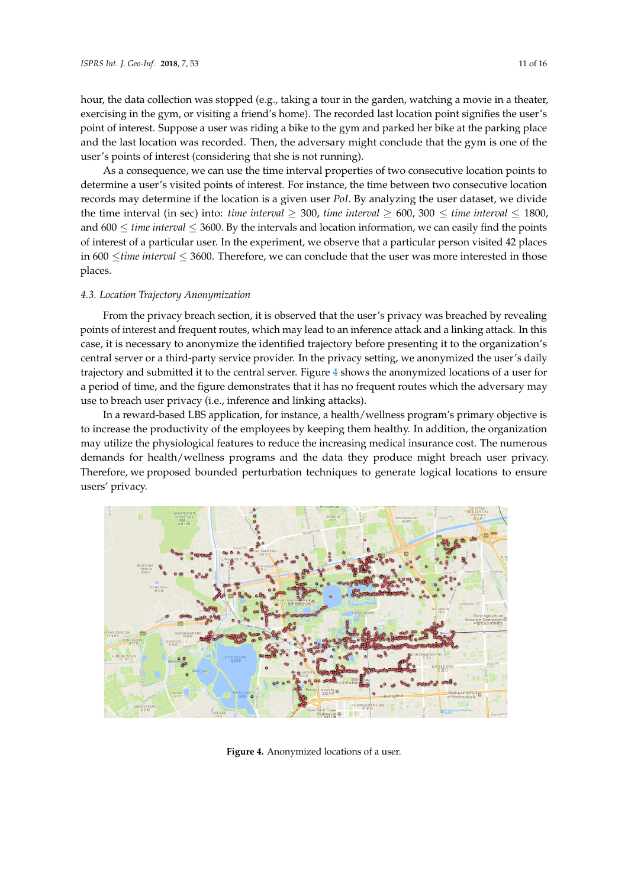hour, the data collection was stopped (e.g., taking a tour in the garden, watching a movie in a theater, exercising in the gym, or visiting a friend's home). The recorded last location point signifies the user's point of interest. Suppose a user was riding a bike to the gym and parked her bike at the parking place and the last location was recorded. Then, the adversary might conclude that the gym is one of the user's points of interest (considering that she is not running).

As a consequence, we can use the time interval properties of two consecutive location points to determine a user's visited points of interest. For instance, the time between two consecutive location records may determine if the location is a given user *PoI*. By analyzing the user dataset, we divide the time interval (in sec) into: $\textit{time interval} \geq 300$, $\textit{time interval} \geq 600$, $300 \leq \textit{time interval} \leq 1800$, and $600 \leq \textit{time interval} \leq 3600$. By the intervals and location information, we can easily find the points of interest of a particular user. In the experiment, we observe that a particular person visited 42 places in $600 \leq \textit{time interval} \leq 3600$. Therefore, we can conclude that the user was more interested in those places.

### 4.3. Location Trajectory Anonymization

From the privacy breach section, it is observed that the user's privacy was breached by revealing points of interest and frequent routes, which may lead to an inference attack and a linking attack. In this case, it is necessary to anonymize the identified trajectory before presenting it to the organization's central server or a third-party service provider. In the privacy setting, we anonymized the user's daily trajectory and submitted it to the central server. Figure 4 shows the anonymized locations of a user for a period of time, and the figure demonstrates that it has no frequent routes which the adversary may use to breach user privacy (i.e., inference and linking attacks).

In a reward-based LBS application, for instance, a health/wellness program's primary objective is to increase the productivity of the employees by keeping them healthy. In addition, the organization may utilize the physiological features to reduce the increasing medical insurance cost. The numerous demands for health/wellness programs and the data they produce might breach user privacy. Therefore, we proposed bounded perturbation techniques to generate logical locations to ensure users' privacy.

**Figure 4.** Anonymized locations of a user.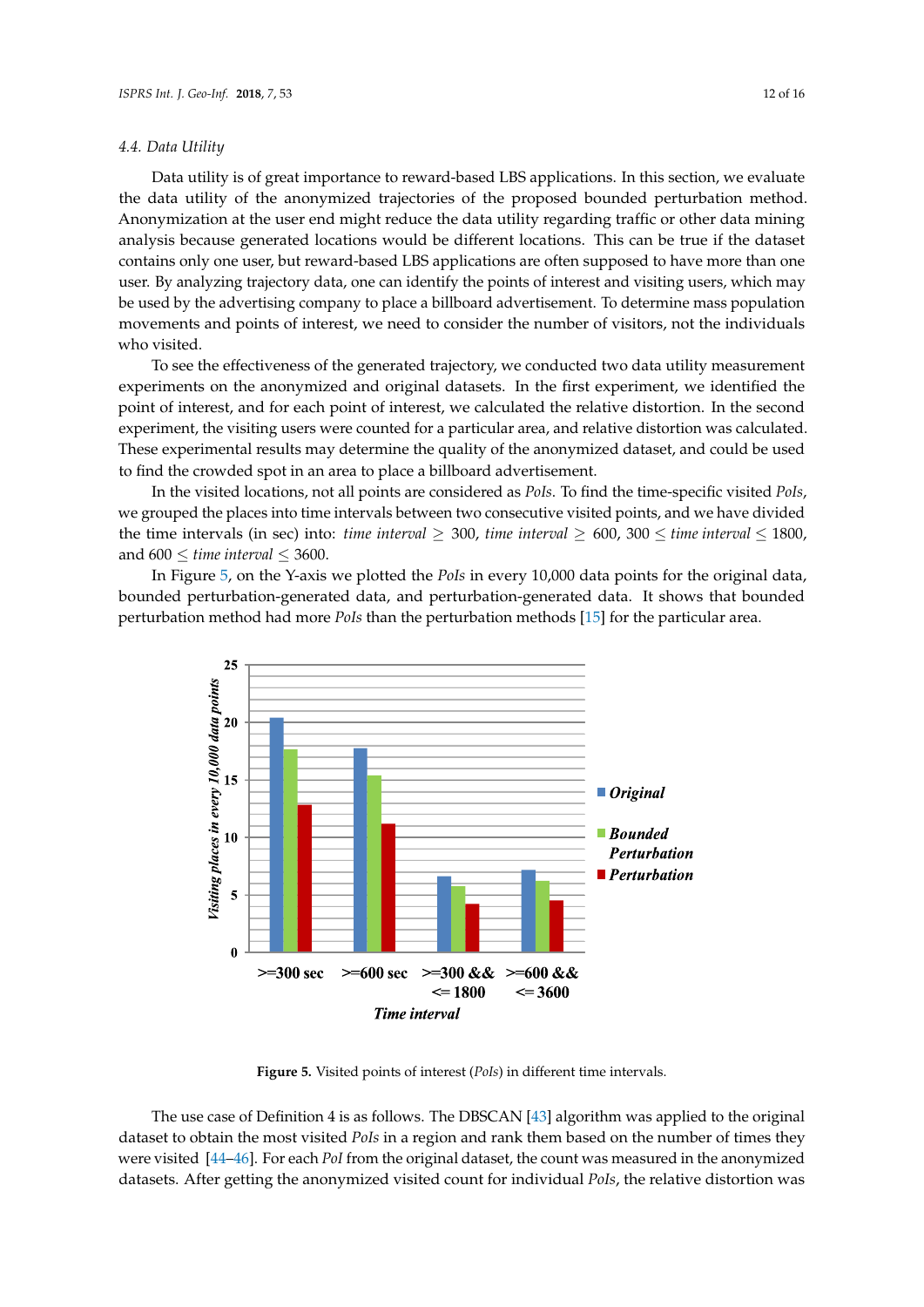### 4.4. Data Utility

Data utility is of great importance to reward-based LBS applications. In this section, we evaluate the data utility of the anonymized trajectories of the proposed bounded perturbation method. Anonymization at the user end might reduce the data utility regarding traffic or other data mining analysis because generated locations would be different locations. This can be true if the dataset contains only one user, but reward-based LBS applications are often supposed to have more than one user. By analyzing trajectory data, one can identify the points of interest and visiting users, which may be used by the advertising company to place a billboard advertisement. To determine mass population movements and points of interest, we need to consider the number of visitors, not the individuals who visited.

To see the effectiveness of the generated trajectory, we conducted two data utility measurement experiments on the anonymized and original datasets. In the first experiment, we identified the point of interest, and for each point of interest, we calculated the relative distortion. In the second experiment, the visiting users were counted for a particular area, and relative distortion was calculated. These experimental results may determine the quality of the anonymized dataset, and could be used to find the crowded spot in an area to place a billboard advertisement.

In the visited locations, not all points are considered as *PoIs*. To find the time-specific visited *PoIs*, we grouped the places into time intervals between two consecutive visited points, and we have divided the time intervals (in sec) into: $time\ interval \geq 300$, $time\ interval \geq 600$, $300 \leq time\ interval \leq 1800$, and $600 \leq time\ interval \leq 3600$.

In Figure 5, on the Y-axis we plotted the *PoIs* in every 10,000 data points for the original data, bounded perturbation-generated data, and perturbation-generated data. It shows that bounded perturbation method had more *PoIs* than the perturbation methods [15] for the particular area.

**Figure 5.** Visited points of interest (*PoIs*) in different time intervals.

The use case of Definition 4 is as follows. The DBSCAN [43] algorithm was applied to the original dataset to obtain the most visited *PoIs* in a region and rank them based on the number of times they were visited [44–46]. For each *PoI* from the original dataset, the count was measured in the anonymized datasets. After getting the anonymized visited count for individual *PoIs*, the relative distortion was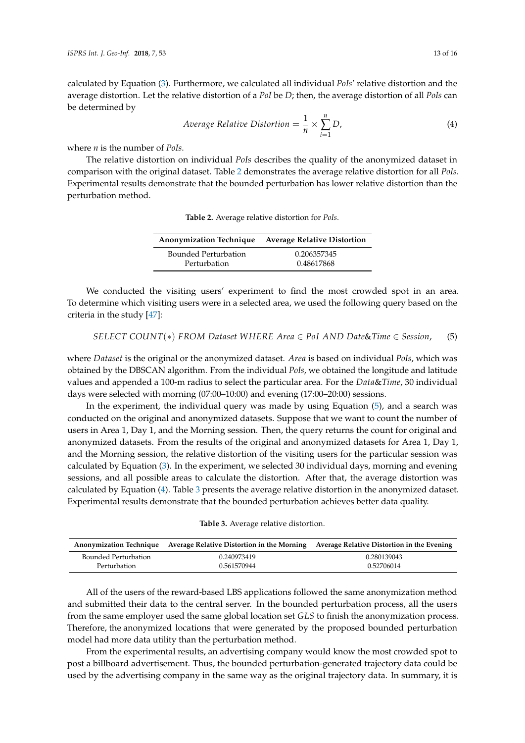calculated by Equation (3). Furthermore, we calculated all individual *PoIs*' relative distortion and the average distortion. Let the relative distortion of a *PoI* be *D*; then, the average distortion of all *PoIs* can be determined by

$$Average\ Relative\ Distortion = \frac{1}{n} \times \sum_{i=1}^{n} D, \tag{4}$$

where *n* is the number of *PoIs*.

The relative distortion on individual *PoIs* describes the quality of the anonymized dataset in comparison with the original dataset. Table 2 demonstrates the average relative distortion for all *PoIs*. Experimental results demonstrate that the bounded perturbation has lower relative distortion than the perturbation method.

**Table 2.** Average relative distortion for *PoIs*.

| Anonymization Technique | Average Relative Distortion |
|---|---|
| Bounded Perturbation | 0.206357345 |
| Perturbation | 0.48617868 |

We conducted the visiting users' experiment to find the most crowded spot in an area. To determine which visiting users were in a selected area, we used the following query based on the criteria in the study [47]:

$$SELECT\ COUNT(*)\ FROM\ Dataset\ WHERE\ Area \in PoI\ AND\ Date\&Time \in Session, \tag{5}$$

where *Dataset* is the original or the anonymized dataset. *Area* is based on individual *PoIs*, which was obtained by the DBSCAN algorithm. From the individual *PoIs*, we obtained the longitude and latitude values and appended a 100-m radius to select the particular area. For the *Data*&*Time*, 30 individual days were selected with morning (07:00–10:00) and evening (17:00–20:00) sessions.

In the experiment, the individual query was made by using Equation (5), and a search was conducted on the original and anonymized datasets. Suppose that we want to count the number of users in Area 1, Day 1, and the Morning session. Then, the query returns the count for original and anonymized datasets. From the results of the original and anonymized datasets for Area 1, Day 1, and the Morning session, the relative distortion of the visiting users for the particular session was calculated by Equation (3). In the experiment, we selected 30 individual days, morning and evening sessions, and all possible areas to calculate the distortion. After that, the average distortion was calculated by Equation (4). Table 3 presents the average relative distortion in the anonymized dataset. Experimental results demonstrate that the bounded perturbation achieves better data quality.

**Table 3.** Average relative distortion.

| Anonymization Technique | Average Relative Distortion in the Morning | Average Relative Distortion in the Evening |
|---|---|---|
| Bounded Perturbation | 0.240973419 | 0.280139043 |
| Perturbation | 0.561570944 | 0.52706014 |

All of the users of the reward-based LBS applications followed the same anonymization method and submitted their data to the central server. In the bounded perturbation process, all the users from the same employer used the same global location set *GLS* to finish the anonymization process. Therefore, the anonymized locations that were generated by the proposed bounded perturbation model had more data utility than the perturbation method.

From the experimental results, an advertising company would know the most crowded spot to post a billboard advertisement. Thus, the bounded perturbation-generated trajectory data could be used by the advertising company in the same way as the original trajectory data. In summary, it is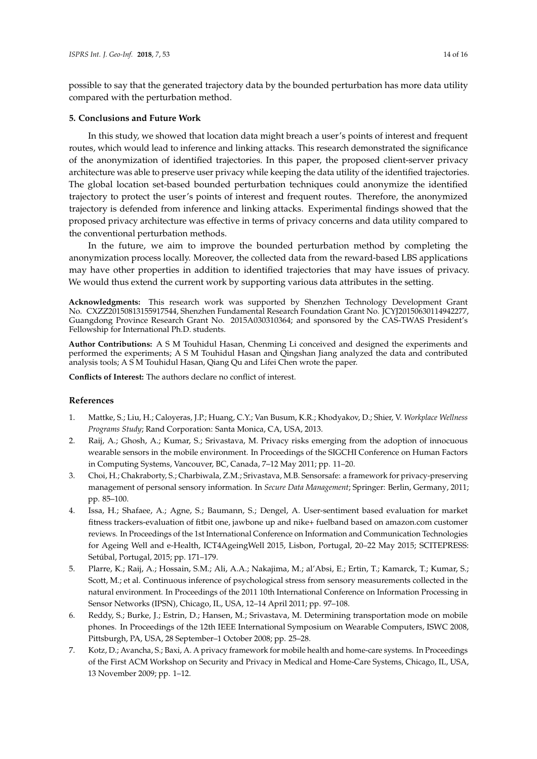possible to say that the generated trajectory data by the bounded perturbation has more data utility compared with the perturbation method.

## 5. Conclusions and Future Work

In this study, we showed that location data might breach a user's points of interest and frequent routes, which would lead to inference and linking attacks. This research demonstrated the significance of the anonymization of identified trajectories. In this paper, the proposed client-server privacy architecture was able to preserve user privacy while keeping the data utility of the identified trajectories. The global location set-based bounded perturbation techniques could anonymize the identified trajectory to protect the user's points of interest and frequent routes. Therefore, the anonymized trajectory is defended from inference and linking attacks. Experimental findings showed that the proposed privacy architecture was effective in terms of privacy concerns and data utility compared to the conventional perturbation methods.

In the future, we aim to improve the bounded perturbation method by completing the anonymization process locally. Moreover, the collected data from the reward-based LBS applications may have other properties in addition to identified trajectories that may have issues of privacy. We would thus extend the current work by supporting various data attributes in the setting.

**Acknowledgments:** This research work was supported by Shenzhen Technology Development Grant No. CXZZ20150813155917544, Shenzhen Fundamental Research Foundation Grant No. JCYJ20150630114942277, Guangdong Province Research Grant No. 2015A030310364; and sponsored by the CAS-TWAS President's Fellowship for International Ph.D. students.

**Author Contributions:** A S M Touhidul Hasan, Chenming Li conceived and designed the experiments and performed the experiments; A S M Touhidul Hasan and Qingshan Jiang analyzed the data and contributed analysis tools; A S M Touhidul Hasan, Qiang Qu and Lifei Chen wrote the paper.

**Conflicts of Interest:** The authors declare no conflict of interest.

## References

1. Mattke, S.; Liu, H.; Caloyeras, J.P.; Huang, C.Y.; Van Busum, K.R.; Khodyakov, D.; Shier, V. *Workplace Wellness Programs Study*; Rand Corporation: Santa Monica, CA, USA, 2013.
2. Raij, A.; Ghosh, A.; Kumar, S.; Srivastava, M. Privacy risks emerging from the adoption of innocuous wearable sensors in the mobile environment. In Proceedings of the SIGCHI Conference on Human Factors in Computing Systems, Vancouver, BC, Canada, 7–12 May 2011; pp. 11–20.
3. Choi, H.; Chakraborty, S.; Charbiwala, Z.M.; Srivastava, M.B. Sensorsafe: a framework for privacy-preserving management of personal sensory information. In *Secure Data Management*; Springer: Berlin, Germany, 2011; pp. 85–100.
4. Issa, H.; Shafaee, A.; Agne, S.; Baumann, S.; Dengel, A. User-sentiment based evaluation for market fitness trackers-evaluation of fitbit one, jawbone up and nike+ fuelband based on amazon.com customer reviews. In Proceedings of the 1st International Conference on Information and Communication Technologies for Ageing Well and e-Health, ICT4AgeingWell 2015, Lisbon, Portugal, 20–22 May 2015; SCITEPRESS: Setúbal, Portugal, 2015; pp. 171–179.
5. Plarre, K.; Raij, A.; Hossain, S.M.; Ali, A.A.; Nakajima, M.; al'Absi, E.; Ertin, T.; Kamarck, T.; Kumar, S.; Scott, M.; et al. Continuous inference of psychological stress from sensory measurements collected in the natural environment. In Proceedings of the 2011 10th International Conference on Information Processing in Sensor Networks (IPSN), Chicago, IL, USA, 12–14 April 2011; pp. 97–108.
6. Reddy, S.; Burke, J.; Estrin, D.; Hansen, M.; Srivastava, M. Determining transportation mode on mobile phones. In Proceedings of the 12th IEEE International Symposium on Wearable Computers, ISWC 2008, Pittsburgh, PA, USA, 28 September–1 October 2008; pp. 25–28.
7. Kotz, D.; Avancha, S.; Baxi, A. A privacy framework for mobile health and home-care systems. In Proceedings of the First ACM Workshop on Security and Privacy in Medical and Home-Care Systems, Chicago, IL, USA, 13 November 2009; pp. 1–12.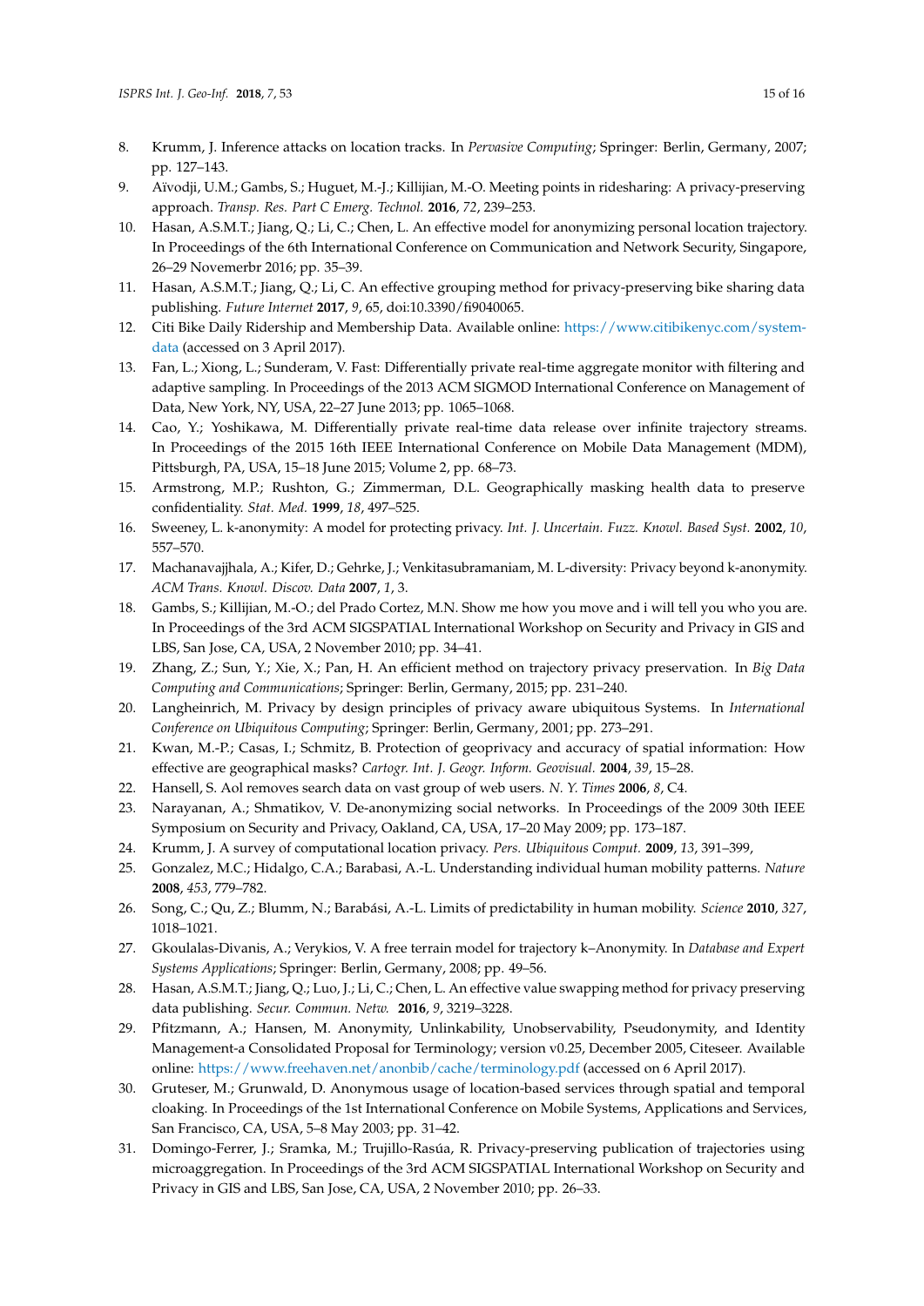8. Krumm, J. Inference attacks on location tracks. In *Pervasive Computing*; Springer: Berlin, Germany, 2007; pp. 127–143.
9. Aïvodji, U.M.; Gambs, S.; Huguet, M.-J.; Killijian, M.-O. Meeting points in ridesharing: A privacy-preserving approach. *Transp. Res. Part C Emerg. Technol.* **2016**, *72*, 239–253.
10. Hasan, A.S.M.T.; Jiang, Q.; Li, C.; Chen, L. An effective model for anonymizing personal location trajectory. In Proceedings of the 6th International Conference on Communication and Network Security, Singapore, 26–29 Novemerbr 2016; pp. 35–39.
11. Hasan, A.S.M.T.; Jiang, Q.; Li, C. An effective grouping method for privacy-preserving bike sharing data publishing. *Future Internet* **2017**, *9*, 65, doi:10.3390/fi9040065.
12. Citi Bike Daily Ridership and Membership Data. Available online: https://www.citibikenyc.com/system-data (accessed on 3 April 2017).
13. Fan, L.; Xiong, L.; Sunderam, V. Fast: Differentially private real-time aggregate monitor with filtering and adaptive sampling. In Proceedings of the 2013 ACM SIGMOD International Conference on Management of Data, New York, NY, USA, 22–27 June 2013; pp. 1065–1068.
14. Cao, Y.; Yoshikawa, M. Differentially private real-time data release over infinite trajectory streams. In Proceedings of the 2015 16th IEEE International Conference on Mobile Data Management (MDM), Pittsburgh, PA, USA, 15–18 June 2015; Volume 2, pp. 68–73.
15. Armstrong, M.P.; Rushton, G.; Zimmerman, D.L. Geographically masking health data to preserve confidentiality. *Stat. Med.* **1999**, *18*, 497–525.
16. Sweeney, L. k-anonymity: A model for protecting privacy. *Int. J. Uncertain. Fuzz. Knowl. Based Syst.* **2002**, *10*, 557–570.
17. Machanavajjhala, A.; Kifer, D.; Gehrke, J.; Venkitasubramaniam, M. L-diversity: Privacy beyond k-anonymity. *ACM Trans. Knowl. Discov. Data* **2007**, *1*, 3.
18. Gambs, S.; Killijian, M.-O.; del Prado Cortez, M.N. Show me how you move and i will tell you who you are. In Proceedings of the 3rd ACM SIGSPATIAL International Workshop on Security and Privacy in GIS and LBS, San Jose, CA, USA, 2 November 2010; pp. 34–41.
19. Zhang, Z.; Sun, Y.; Xie, X.; Pan, H. An efficient method on trajectory privacy preservation. In *Big Data Computing and Communications*; Springer: Berlin, Germany, 2015; pp. 231–240.
20. Langheinrich, M. Privacy by design principles of privacy aware ubiquitous Systems. In *International Conference on Ubiquitous Computing*; Springer: Berlin, Germany, 2001; pp. 273–291.
21. Kwan, M.-P.; Casas, I.; Schmitz, B. Protection of geoprivacy and accuracy of spatial information: How effective are geographical masks? *Cartogr. Int. J. Geogr. Inform. Geovisual.* **2004**, *39*, 15–28.
22. Hansell, S. Aol removes search data on vast group of web users. *N. Y. Times* **2006**, *8*, C4.
23. Narayanan, A.; Shmatikov, V. De-anonymizing social networks. In Proceedings of the 2009 30th IEEE Symposium on Security and Privacy, Oakland, CA, USA, 17–20 May 2009; pp. 173–187.
24. Krumm, J. A survey of computational location privacy. *Pers. Ubiquitous Comput.* **2009**, *13*, 391–399,
25. Gonzalez, M.C.; Hidalgo, C.A.; Barabasi, A.-L. Understanding individual human mobility patterns. *Nature* **2008**, *453*, 779–782.
26. Song, C.; Qu, Z.; Blumm, N.; Barabási, A.-L. Limits of predictability in human mobility. *Science* **2010**, *327*, 1018–1021.
27. Gkoulalas-Divanis, A.; Verykios, V. A free terrain model for trajectory k–Anonymity. In *Database and Expert Systems Applications*; Springer: Berlin, Germany, 2008; pp. 49–56.
28. Hasan, A.S.M.T.; Jiang, Q.; Luo, J.; Li, C.; Chen, L. An effective value swapping method for privacy preserving data publishing. *Secur. Commun. Netw.* **2016**, *9*, 3219–3228.
29. Pfitzmann, A.; Hansen, M. Anonymity, Unlinkability, Unobservability, Pseudonymity, and Identity Management-a Consolidated Proposal for Terminology; version v0.25, December 2005, Citeseer. Available online: https://www.freehaven.net/anonbib/cache/terminology.pdf (accessed on 6 April 2017).
30. Gruteser, M.; Grunwald, D. Anonymous usage of location-based services through spatial and temporal cloaking. In Proceedings of the 1st International Conference on Mobile Systems, Applications and Services, San Francisco, CA, USA, 5–8 May 2003; pp. 31–42.
31. Domingo-Ferrer, J.; Sramka, M.; Trujillo-Rasúa, R. Privacy-preserving publication of trajectories using microaggregation. In Proceedings of the 3rd ACM SIGSPATIAL International Workshop on Security and Privacy in GIS and LBS, San Jose, CA, USA, 2 November 2010; pp. 26–33.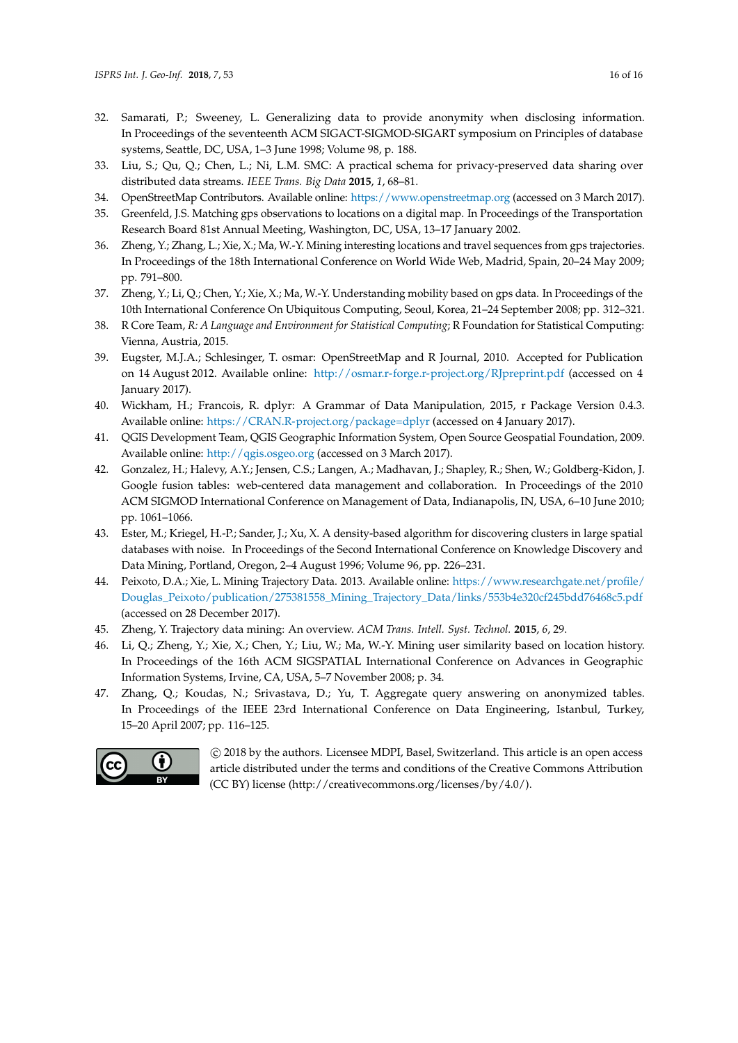32. Samarati, P.; Sweeney, L. Generalizing data to provide anonymity when disclosing information. In Proceedings of the seventeenth ACM SIGACT-SIGMOD-SIGART symposium on Principles of database systems, Seattle, DC, USA, 1–3 June 1998; Volume 98, p. 188.
33. Liu, S.; Qu, Q.; Chen, L.; Ni, L.M. SMC: A practical schema for privacy-preserved data sharing over distributed data streams. *IEEE Trans. Big Data* **2015**, *1*, 68–81.
34. OpenStreetMap Contributors. Available online: https://www.openstreetmap.org (accessed on 3 March 2017).
35. Greenfeld, J.S. Matching gps observations to locations on a digital map. In Proceedings of the Transportation Research Board 81st Annual Meeting, Washington, DC, USA, 13–17 January 2002.
36. Zheng, Y.; Zhang, L.; Xie, X.; Ma, W.-Y. Mining interesting locations and travel sequences from gps trajectories. In Proceedings of the 18th International Conference on World Wide Web, Madrid, Spain, 20–24 May 2009; pp. 791–800.
37. Zheng, Y.; Li, Q.; Chen, Y.; Xie, X.; Ma, W.-Y. Understanding mobility based on gps data. In Proceedings of the 10th International Conference On Ubiquitous Computing, Seoul, Korea, 21–24 September 2008; pp. 312–321.
38. R Core Team, *R: A Language and Environment for Statistical Computing*; R Foundation for Statistical Computing: Vienna, Austria, 2015.
39. Eugster, M.J.A.; Schlesinger, T. osmar: OpenStreetMap and R Journal, 2010. Accepted for Publication on 14 August 2012. Available online: http://osmar.r-forge.r-project.org/RJpreprint.pdf (accessed on 4 January 2017).
40. Wickham, H.; Francois, R. dplyr: A Grammar of Data Manipulation, 2015, r Package Version 0.4.3. Available online: https://CRAN.R-project.org/package=dplyr (accessed on 4 January 2017).
41. QGIS Development Team, QGIS Geographic Information System, Open Source Geospatial Foundation, 2009. Available online: http://qgis.osgeo.org (accessed on 3 March 2017).
42. Gonzalez, H.; Halevy, A.Y.; Jensen, C.S.; Langen, A.; Madhavan, J.; Shapley, R.; Shen, W.; Goldberg-Kidon, J. Google fusion tables: web-centered data management and collaboration. In Proceedings of the 2010 ACM SIGMOD International Conference on Management of Data, Indianapolis, IN, USA, 6–10 June 2010; pp. 1061–1066.
43. Ester, M.; Kriegel, H.-P.; Sander, J.; Xu, X. A density-based algorithm for discovering clusters in large spatial databases with noise. In Proceedings of the Second International Conference on Knowledge Discovery and Data Mining, Portland, Oregon, 2–4 August 1996; Volume 96, pp. 226–231.
44. Peixoto, D.A.; Xie, L. Mining Trajectory Data. 2013. Available online: https://www.researchgate.net/profile/Douglas_Peixoto/publication/275381558_Mining_Trajectory_Data/links/553b4e320cf245bdd76468c5.pdf (accessed on 28 December 2017).
45. Zheng, Y. Trajectory data mining: An overview. *ACM Trans. Intell. Syst. Technol.* **2015**, *6*, 29.
46. Li, Q.; Zheng, Y.; Xie, X.; Chen, Y.; Liu, W.; Ma, W.-Y. Mining user similarity based on location history. In Proceedings of the 16th ACM SIGSPATIAL International Conference on Advances in Geographic Information Systems, Irvine, CA, USA, 5–7 November 2008; p. 34.
47. Zhang, Q.; Koudas, N.; Srivastava, D.; Yu, T. Aggregate query answering on anonymized tables. In Proceedings of the IEEE 23rd International Conference on Data Engineering, Istanbul, Turkey, 15–20 April 2007; pp. 116–125.

© 2018 by the authors. Licensee MDPI, Basel, Switzerland. This article is an open access article distributed under the terms and conditions of the Creative Commons Attribution (CC BY) license (http://creativecommons.org/licenses/by/4.0/).